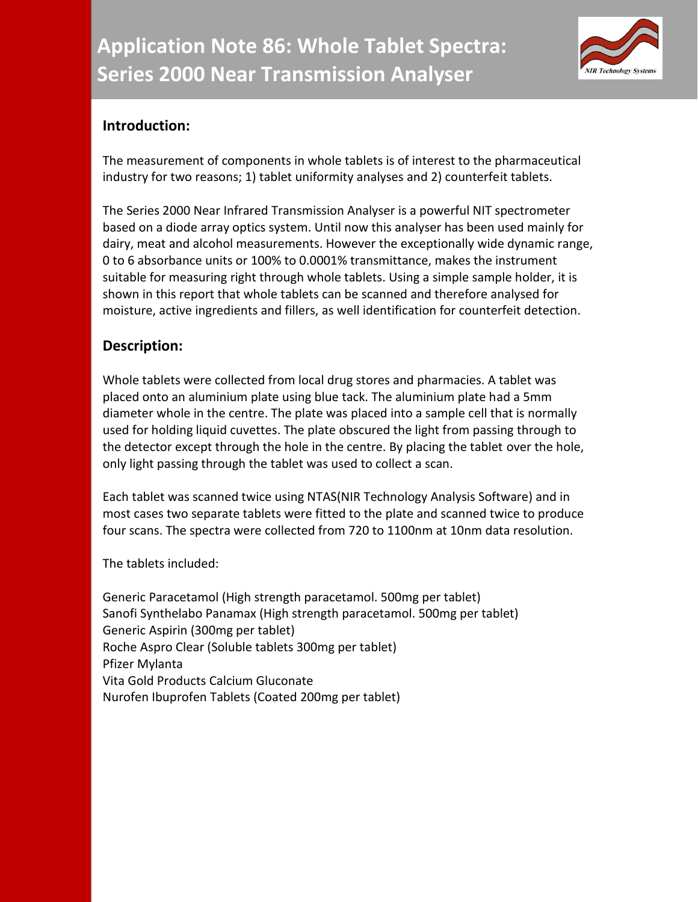# Application Note 86: Whole Tablet Spectra: Series 2000 Near Transmission Analyser

## Introduction:

The measurement of components in whole tablets is of interest to the pharmaceutical industry for two reasons; 1) tablet uniformity analyses and 2) counterfeit tablets.

The Series 2000 Near Infrared Transmission Analyser is a powerful NIT spectrometer based on a diode array optics system. Until now this analyser has been used mainly for dairy, meat and alcohol measurements. However the exceptionally wide dynamic range, 0 to 6 absorbance units or 100% to 0.0001% transmittance, makes the instrument suitable for measuring right through whole tablets. Using a simple sample holder, it is shown in this report that whole tablets can be scanned and therefore analysed for moisture, active ingredients and fillers, as well identification for counterfeit detection.

## Description:

Whole tablets were collected from local drug stores and pharmacies. A tablet was placed onto an aluminium plate using blue tack. The aluminium plate had a 5mm diameter whole in the centre. The plate was placed into a sample cell that is normally used for holding liquid cuvettes. The plate obscured the light from passing through to the detector except through the hole in the centre. By placing the tablet over the hole, only light passing through the tablet was used to collect a scan.

Each tablet was scanned twice using NTAS(NIR Technology Analysis Software) and in most cases two separate tablets were fitted to the plate and scanned twice to produce four scans. The spectra were collected from 720 to 1100nm at 10nm data resolution.

The tablets included:

Generic Paracetamol (High strength paracetamol. 500mg per tablet)
Sanofi Synthelabo Panamax (High strength paracetamol. 500mg per tablet)
Generic Aspirin (300mg per tablet)
Roche Aspro Clear (Soluble tablets 300mg per tablet)
Pfizer Mylanta
Vita Gold Products Calcium Gluconate
Nurofen Ibuprofen Tablets (Coated 200mg per tablet)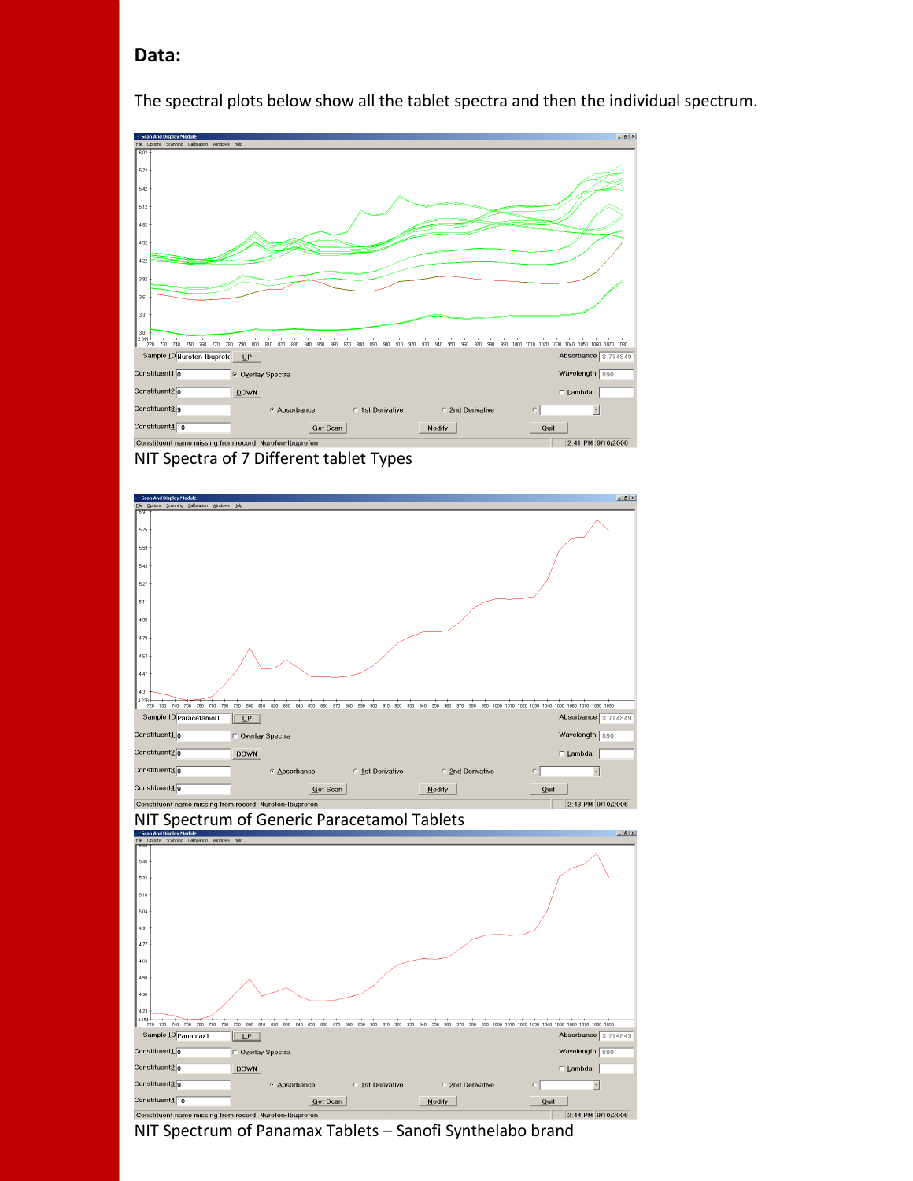## Data:

The spectral plots below show all the tablet spectra and then the individual spectrum.

NIT Spectra of 7 Different tablet Types

NIT Spectrum of Generic Paracetamol Tablets

NIT Spectrum of Panamax Tablets – Sanofi Synthelabo brand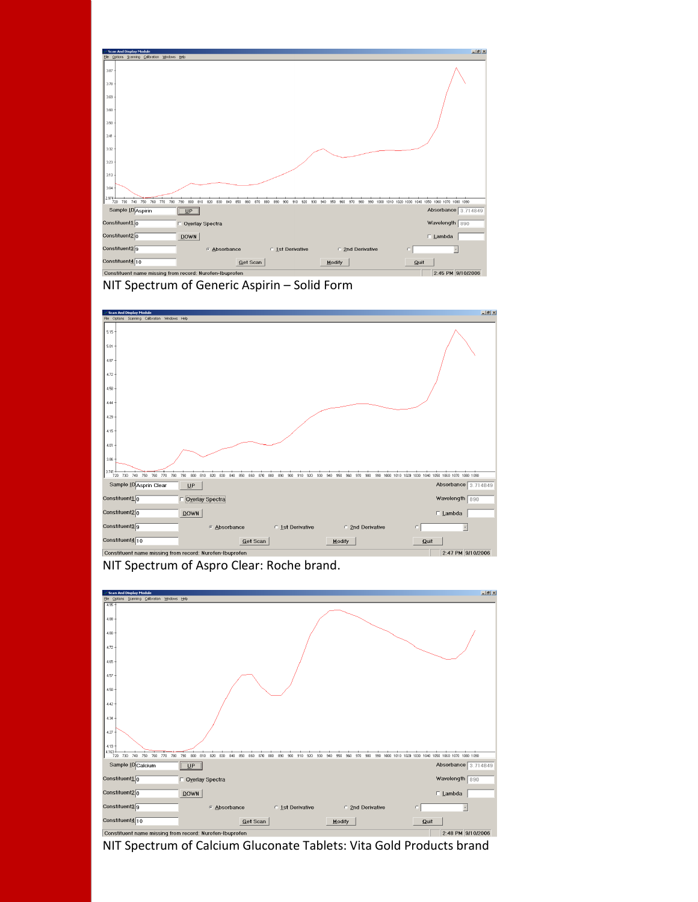NIT Spectrum of Generic Aspirin – Solid Form

NIT Spectrum of Aspro Clear: Roche brand.

NIT Spectrum of Calcium Gluconate Tablets: Vita Gold Products brand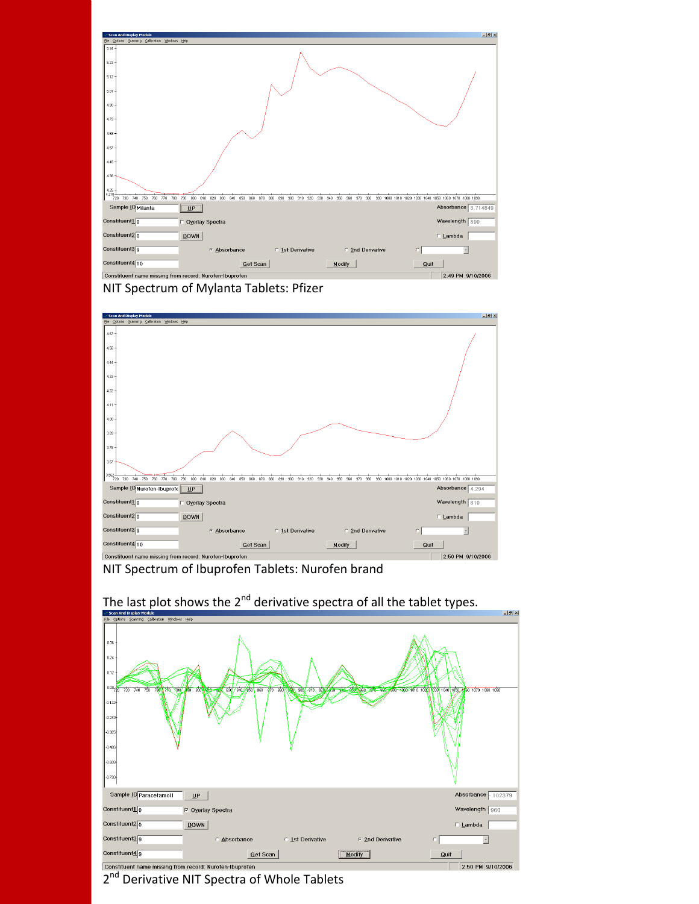NIT Spectrum of Mylanta Tablets: Pfizer

NIT Spectrum of Ibuprofen Tablets: Nurofen brand

The last plot shows the 2[nd] derivative spectra of all the tablet types.

2[nd] Derivative NIT Spectra of Whole Tablets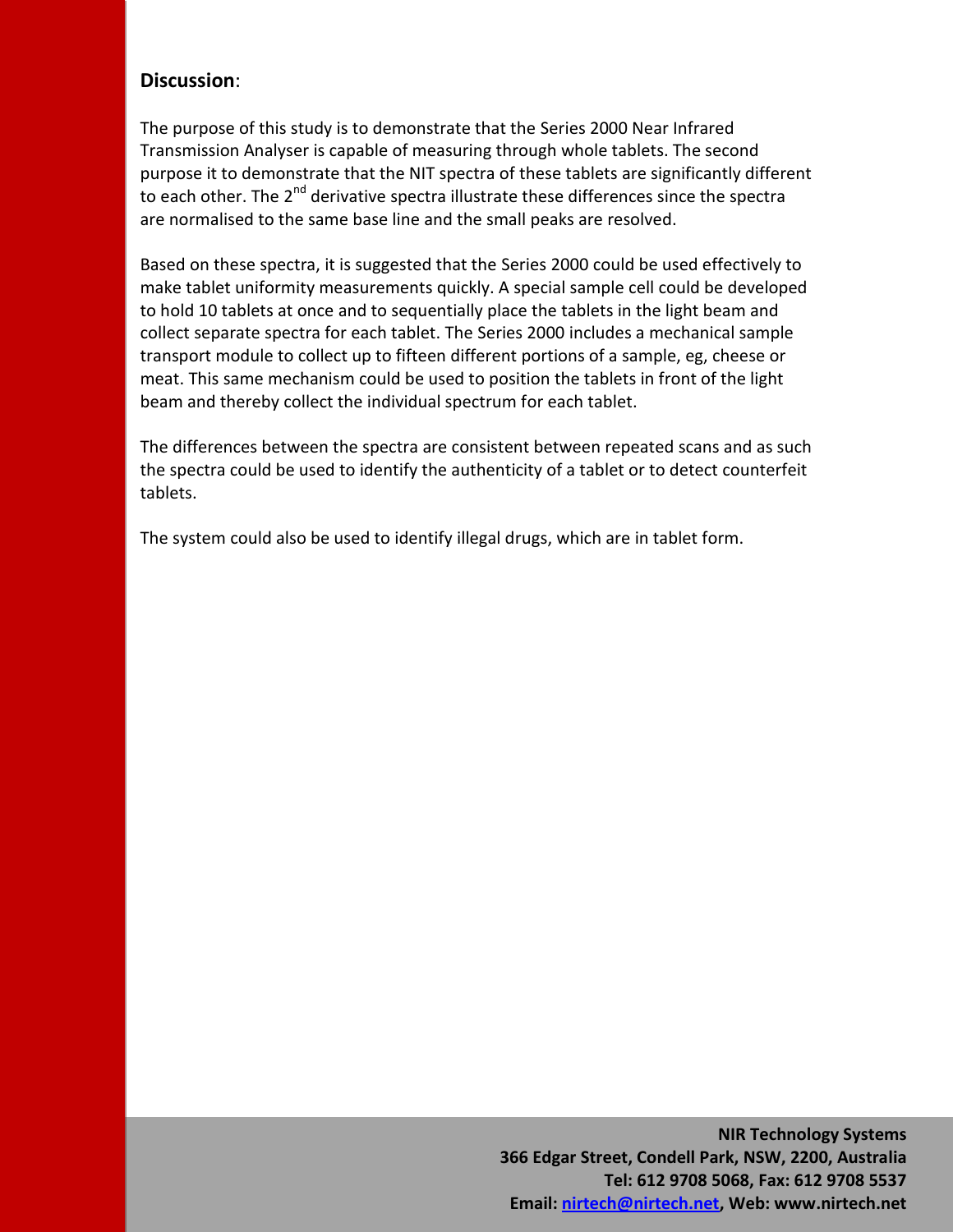## Discussion:

The purpose of this study is to demonstrate that the Series 2000 Near Infrared Transmission Analyser is capable of measuring through whole tablets. The second purpose it to demonstrate that the NIT spectra of these tablets are significantly different to each other. The $2^{nd}$ derivative spectra illustrate these differences since the spectra are normalised to the same base line and the small peaks are resolved.

Based on these spectra, it is suggested that the Series 2000 could be used effectively to make tablet uniformity measurements quickly. A special sample cell could be developed to hold 10 tablets at once and to sequentially place the tablets in the light beam and collect separate spectra for each tablet. The Series 2000 includes a mechanical sample transport module to collect up to fifteen different portions of a sample, eg, cheese or meat. This same mechanism could be used to position the tablets in front of the light beam and thereby collect the individual spectrum for each tablet.

The differences between the spectra are consistent between repeated scans and as such the spectra could be used to identify the authenticity of a tablet or to detect counterfeit tablets.

The system could also be used to identify illegal drugs, which are in tablet form.